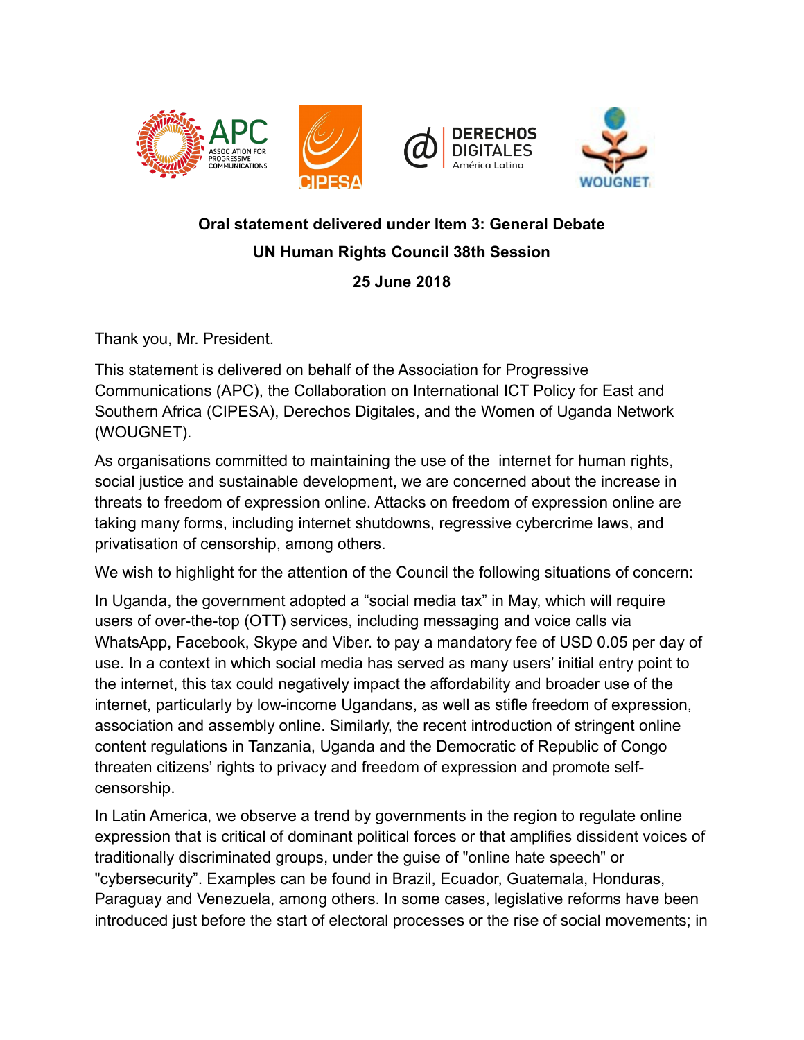**Oral statement delivered under Item 3: General Debate**

**UN Human Rights Council 38th Session**

**25 June 2018**

Thank you, Mr. President.

This statement is delivered on behalf of the Association for Progressive Communications (APC), the Collaboration on International ICT Policy for East and Southern Africa (CIPESA), Derechos Digitales, and the Women of Uganda Network (WOUGNET).

As organisations committed to maintaining the use of the internet for human rights, social justice and sustainable development, we are concerned about the increase in threats to freedom of expression online. Attacks on freedom of expression online are taking many forms, including internet shutdowns, regressive cybercrime laws, and privatisation of censorship, among others.

We wish to highlight for the attention of the Council the following situations of concern:

In Uganda, the government adopted a “social media tax” in May, which will require users of over-the-top (OTT) services, including messaging and voice calls via WhatsApp, Facebook, Skype and Viber. to pay a mandatory fee of USD 0.05 per day of use. In a context in which social media has served as many users’ initial entry point to the internet, this tax could negatively impact the affordability and broader use of the internet, particularly by low-income Ugandans, as well as stifle freedom of expression, association and assembly online. Similarly, the recent introduction of stringent online content regulations in Tanzania, Uganda and the Democratic of Republic of Congo threaten citizens’ rights to privacy and freedom of expression and promote self-censorship.

In Latin America, we observe a trend by governments in the region to regulate online expression that is critical of dominant political forces or that amplifies dissident voices of traditionally discriminated groups, under the guise of "online hate speech" or "cybersecurity”. Examples can be found in Brazil, Ecuador, Guatemala, Honduras, Paraguay and Venezuela, among others. In some cases, legislative reforms have been introduced just before the start of electoral processes or the rise of social movements; in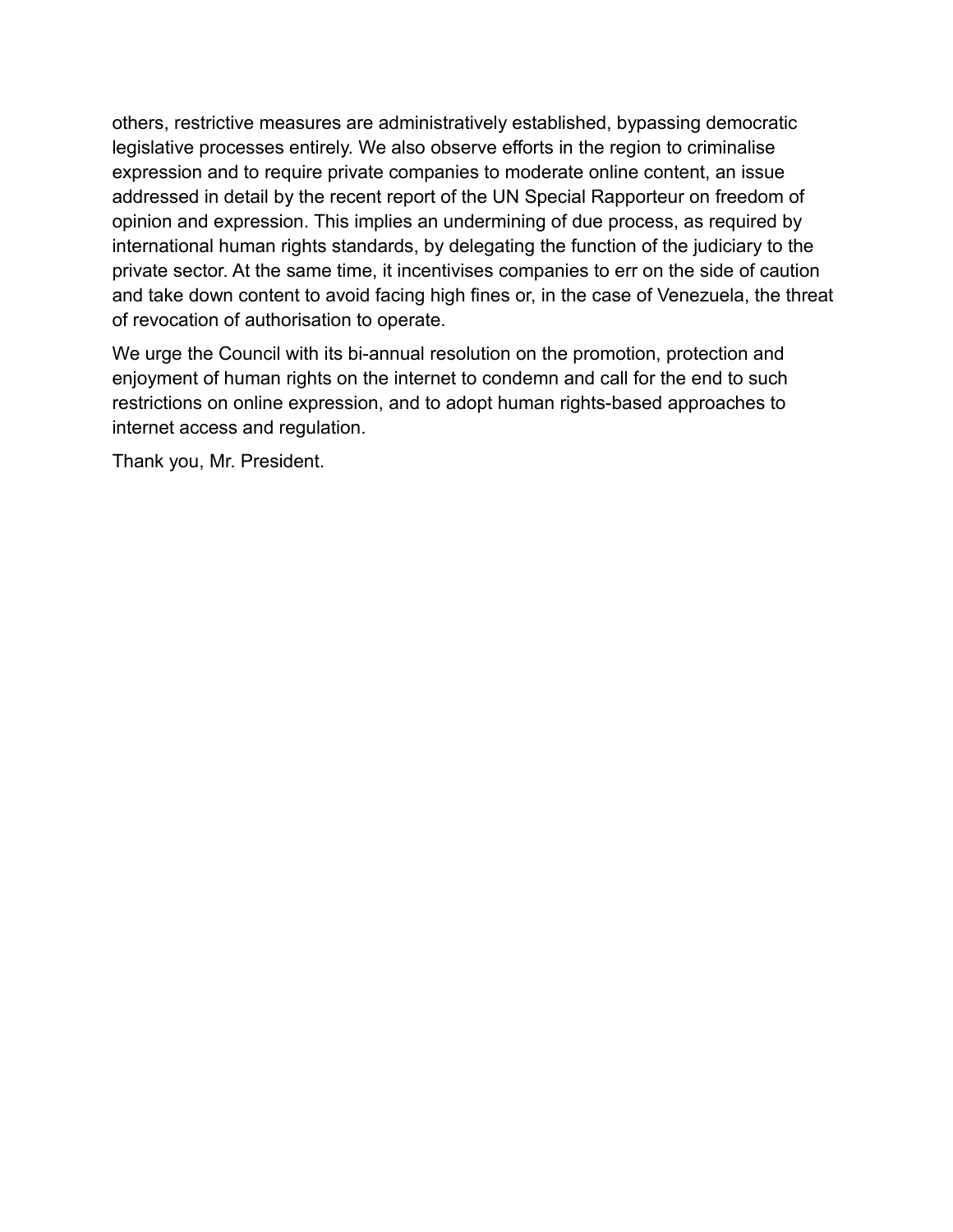others, restrictive measures are administratively established, bypassing democratic legislative processes entirely. We also observe efforts in the region to criminalise expression and to require private companies to moderate online content, an issue addressed in detail by the recent report of the UN Special Rapporteur on freedom of opinion and expression. This implies an undermining of due process, as required by international human rights standards, by delegating the function of the judiciary to the private sector. At the same time, it incentivises companies to err on the side of caution and take down content to avoid facing high fines or, in the case of Venezuela, the threat of revocation of authorisation to operate.

We urge the Council with its bi-annual resolution on the promotion, protection and enjoyment of human rights on the internet to condemn and call for the end to such restrictions on online expression, and to adopt human rights-based approaches to internet access and regulation.

Thank you, Mr. President.